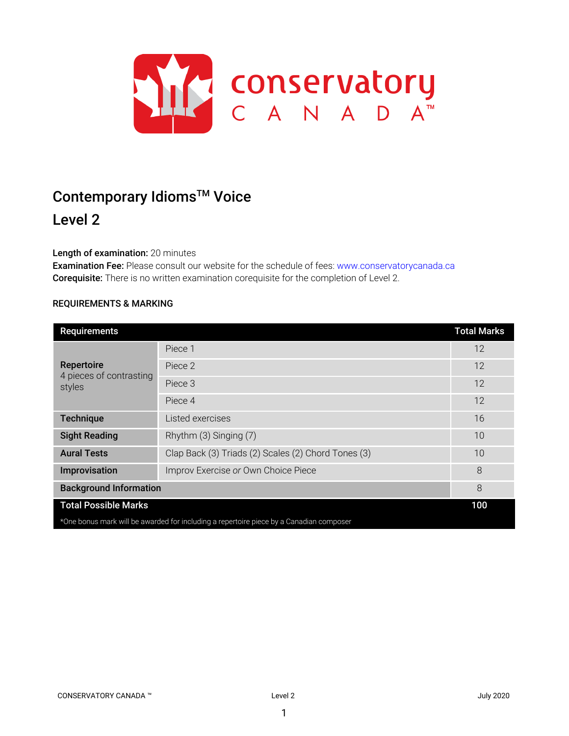# Contemporary Idioms™ Voice

## Level 2

**Length of examination:** 20 minutes
**Examination Fee:** Please consult our website for the schedule of fees: www.conservatorycanada.ca
**Corequisite:** There is no written examination corequisite for the completion of Level 2.

### REQUIREMENTS & MARKING

| Requirements | | Total Marks |
|---|---|---|
| **Repertoire** 4 pieces of contrasting styles | Piece 1 | 12 |
| | Piece 2 | 12 |
| | Piece 3 | 12 |
| | Piece 4 | 12 |
| **Technique** | Listed exercises | 16 |
| **Sight Reading** | Rhythm (3) Singing (7) | 10 |
| **Aural Tests** | Clap Back (3) Triads (2) Scales (2) Chord Tones (3) | 10 |
| **Improvisation** | Improv Exercise *or* Own Choice Piece | 8 |
| **Background Information** | | 8 |
| **Total Possible Marks** | | **100** |

*One bonus mark will be awarded for including a repertoire piece by a Canadian composer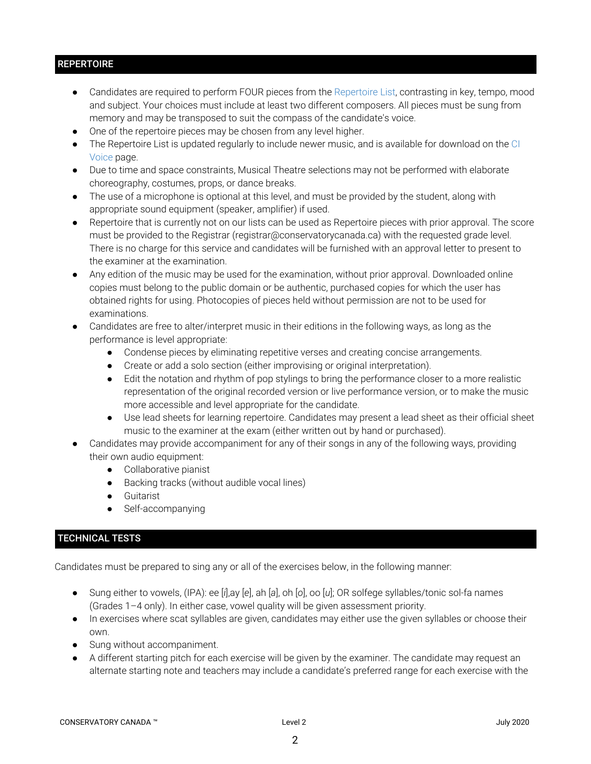## REPERTOIRE

- Candidates are required to perform FOUR pieces from the Repertoire List, contrasting in key, tempo, mood and subject. Your choices must include at least two different composers. All pieces must be sung from memory and may be transposed to suit the compass of the candidate's voice.
- One of the repertoire pieces may be chosen from any level higher.
- The Repertoire List is updated regularly to include newer music, and is available for download on the CI Voice page.
- Due to time and space constraints, Musical Theatre selections may not be performed with elaborate choreography, costumes, props, or dance breaks.
- The use of a microphone is optional at this level, and must be provided by the student, along with appropriate sound equipment (speaker, amplifier) if used.
- Repertoire that is currently not on our lists can be used as Repertoire pieces with prior approval. The score must be provided to the Registrar (registrar@conservatorycanada.ca) with the requested grade level. There is no charge for this service and candidates will be furnished with an approval letter to present to the examiner at the examination.
- Any edition of the music may be used for the examination, without prior approval. Downloaded online copies must belong to the public domain or be authentic, purchased copies for which the user has obtained rights for using. Photocopies of pieces held without permission are not to be used for examinations.
- Candidates are free to alter/interpret music in their editions in the following ways, as long as the performance is level appropriate:
  - Condense pieces by eliminating repetitive verses and creating concise arrangements.
  - Create or add a solo section (either improvising or original interpretation).
  - Edit the notation and rhythm of pop stylings to bring the performance closer to a more realistic representation of the original recorded version or live performance version, or to make the music more accessible and level appropriate for the candidate.
  - Use lead sheets for learning repertoire. Candidates may present a lead sheet as their official sheet music to the examiner at the exam (either written out by hand or purchased).
- Candidates may provide accompaniment for any of their songs in any of the following ways, providing their own audio equipment:
  - Collaborative pianist
  - Backing tracks (without audible vocal lines)
  - Guitarist
  - Self-accompanying

## TECHNICAL TESTS

Candidates must be prepared to sing any or all of the exercises below, in the following manner:

- Sung either to vowels, (IPA): ee [*i*],ay [*e*], ah [*a*], oh [*o*], oo [*u*]; OR solfege syllables/tonic sol-fa names (Grades 1–4 only). In either case, vowel quality will be given assessment priority.
- In exercises where scat syllables are given, candidates may either use the given syllables or choose their own.
- Sung without accompaniment.
- A different starting pitch for each exercise will be given by the examiner. The candidate may request an alternate starting note and teachers may include a candidate's preferred range for each exercise with the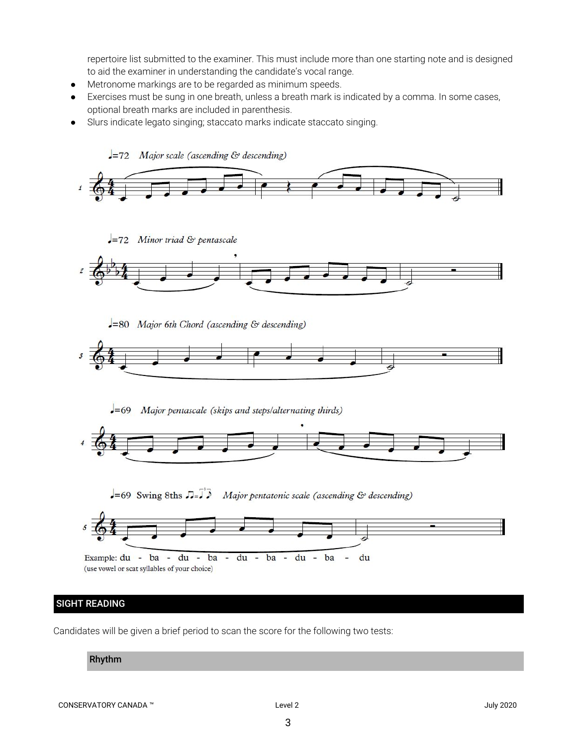repertoire list submitted to the examiner. This must include more than one starting note and is designed to aid the examiner in understanding the candidate's vocal range.

- Metronome markings are to be regarded as minimum speeds.
- Exercises must be sung in one breath, unless a breath mark is indicated by a comma. In some cases, optional breath marks are included in parenthesis.
- Slurs indicate legato singing; staccato marks indicate staccato singing.

♩=72 *Major scale (ascending & descending)*

♩=72 *Minor triad & pentascale*

♩=80 *Major 6th Chord (ascending & descending)*

♩=69 *Major pentascale (skips and steps/alternating thirds)*

♩=69 Swing 8ths *Major pentatonic scale (ascending & descending)*

Example: du - ba - du - ba - du - ba - du - ba - du
(use vowel or scat syllables of your choice)

## SIGHT READING

Candidates will be given a brief period to scan the score for the following two tests:

### Rhythm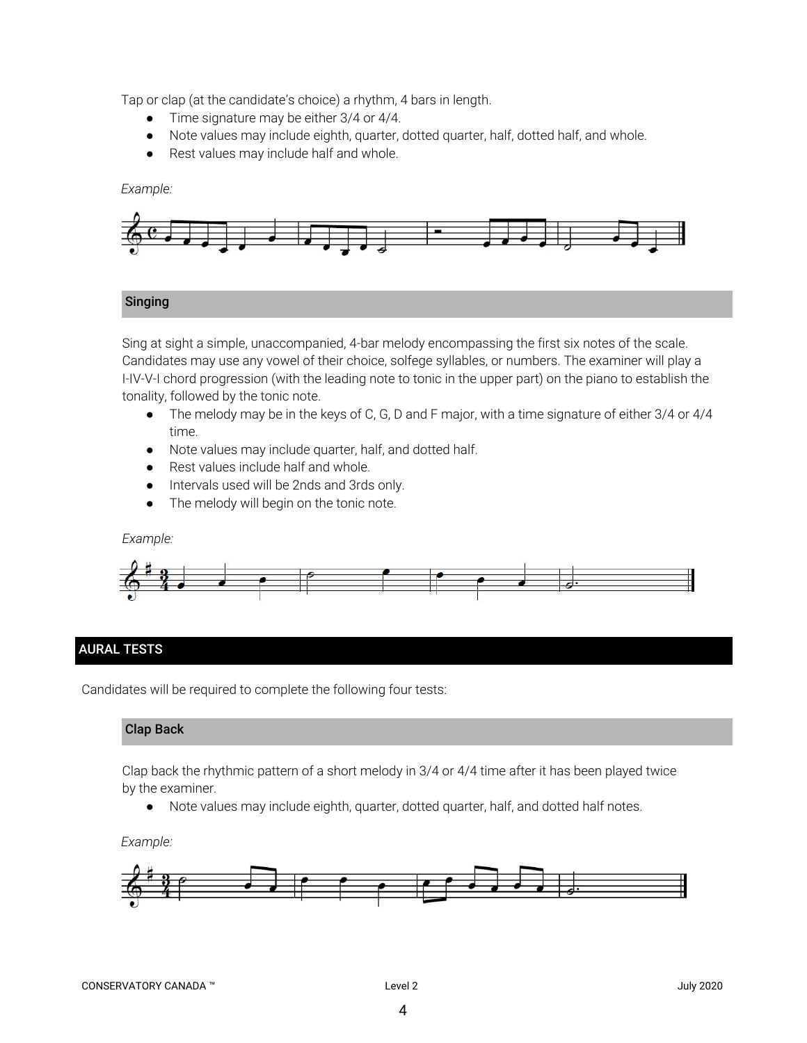Tap or clap (at the candidate's choice) a rhythm, 4 bars in length.

- Time signature may be either 3/4 or 4/4.
- Note values may include eighth, quarter, dotted quarter, half, dotted half, and whole.
- Rest values may include half and whole.

*Example:*

### Singing

Sing at sight a simple, unaccompanied, 4-bar melody encompassing the first six notes of the scale. Candidates may use any vowel of their choice, solfege syllables, or numbers. The examiner will play a I-IV-V-I chord progression (with the leading note to tonic in the upper part) on the piano to establish the tonality, followed by the tonic note.

- The melody may be in the keys of C, G, D and F major, with a time signature of either 3/4 or 4/4 time.
- Note values may include quarter, half, and dotted half.
- Rest values include half and whole.
- Intervals used will be 2nds and 3rds only.
- The melody will begin on the tonic note.

*Example:*

## AURAL TESTS

Candidates will be required to complete the following four tests:

### Clap Back

Clap back the rhythmic pattern of a short melody in 3/4 or 4/4 time after it has been played twice by the examiner.

- Note values may include eighth, quarter, dotted quarter, half, and dotted half notes.

*Example:*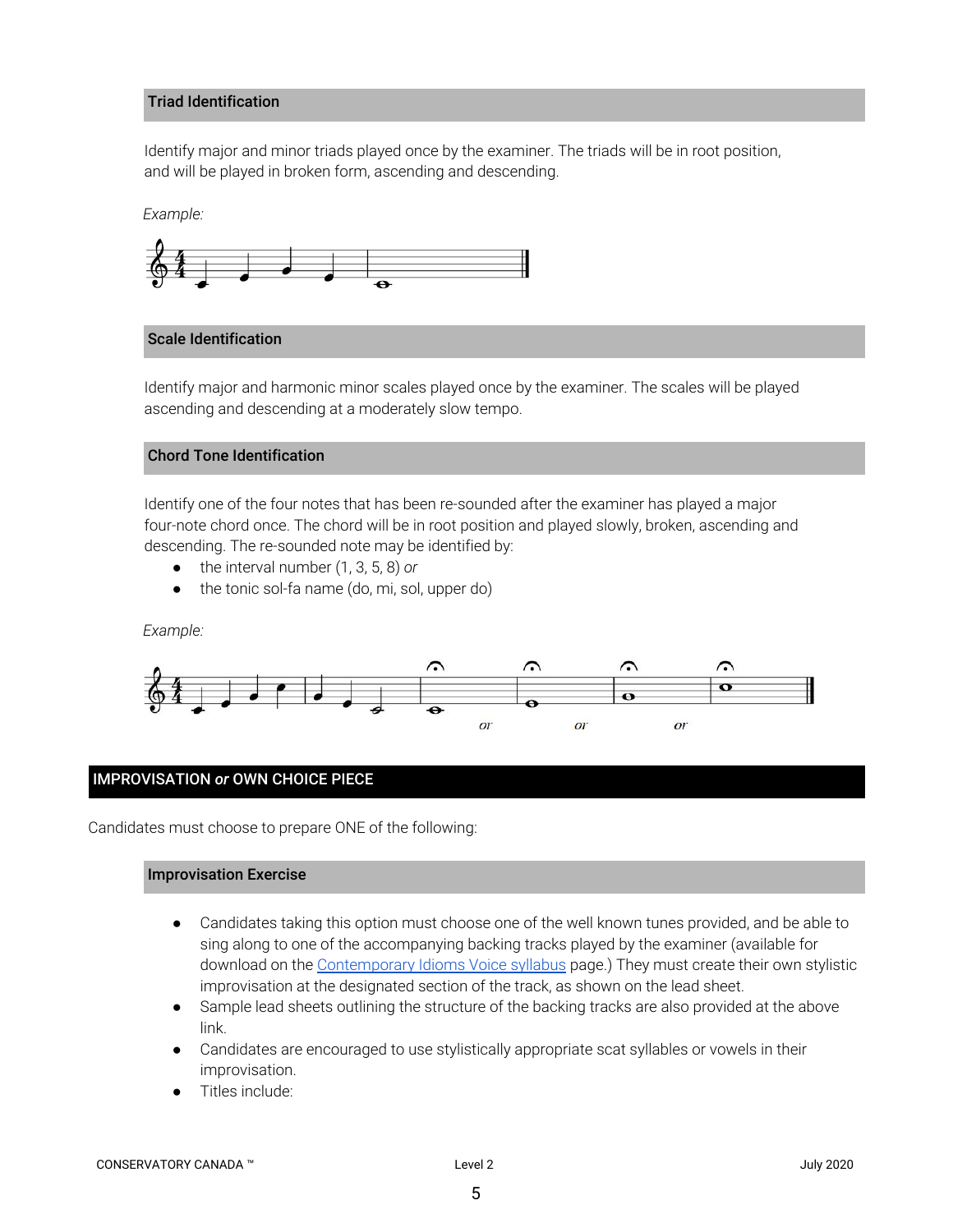### Triad Identification

Identify major and minor triads played once by the examiner. The triads will be in root position, and will be played in broken form, ascending and descending.

*Example:*

### Scale Identification

Identify major and harmonic minor scales played once by the examiner. The scales will be played ascending and descending at a moderately slow tempo.

### Chord Tone Identification

Identify one of the four notes that has been re-sounded after the examiner has played a major four-note chord once. The chord will be in root position and played slowly, broken, ascending and descending. The re-sounded note may be identified by:

- the interval number (1, 3, 5, 8) *or*
- the tonic sol-fa name (do, mi, sol, upper do)

*Example:*

*or* *or* *or*

## IMPROVISATION *or* OWN CHOICE PIECE

Candidates must choose to prepare ONE of the following:

### Improvisation Exercise

- Candidates taking this option must choose one of the well known tunes provided, and be able to sing along to one of the accompanying backing tracks played by the examiner (available for download on the Contemporary Idioms Voice syllabus page.) They must create their own stylistic improvisation at the designated section of the track, as shown on the lead sheet.
- Sample lead sheets outlining the structure of the backing tracks are also provided at the above link.
- Candidates are encouraged to use stylistically appropriate scat syllables or vowels in their improvisation.
- Titles include: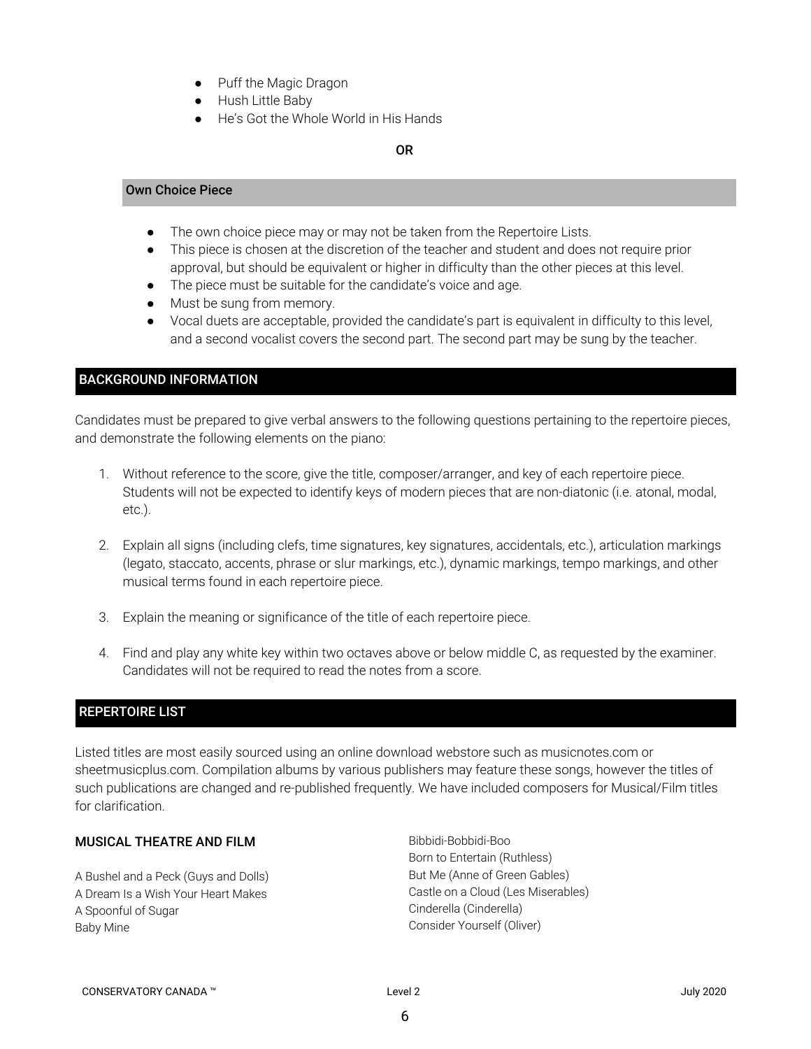- Puff the Magic Dragon
- Hush Little Baby
- He's Got the Whole World in His Hands

**OR**

### Own Choice Piece

- The own choice piece may or may not be taken from the Repertoire Lists.
- This piece is chosen at the discretion of the teacher and student and does not require prior approval, but should be equivalent or higher in difficulty than the other pieces at this level.
- The piece must be suitable for the candidate's voice and age.
- Must be sung from memory.
- Vocal duets are acceptable, provided the candidate's part is equivalent in difficulty to this level, and a second vocalist covers the second part. The second part may be sung by the teacher.

## BACKGROUND INFORMATION

Candidates must be prepared to give verbal answers to the following questions pertaining to the repertoire pieces, and demonstrate the following elements on the piano:

1. Without reference to the score, give the title, composer/arranger, and key of each repertoire piece. Students will not be expected to identify keys of modern pieces that are non-diatonic (i.e. atonal, modal, etc.).
2. Explain all signs (including clefs, time signatures, key signatures, accidentals, etc.), articulation markings (legato, staccato, accents, phrase or slur markings, etc.), dynamic markings, tempo markings, and other musical terms found in each repertoire piece.
3. Explain the meaning or significance of the title of each repertoire piece.
4. Find and play any white key within two octaves above or below middle C, as requested by the examiner. Candidates will not be required to read the notes from a score.

## REPERTOIRE LIST

Listed titles are most easily sourced using an online download webstore such as musicnotes.com or sheetmusicplus.com. Compilation albums by various publishers may feature these songs, however the titles of such publications are changed and re-published frequently. We have included composers for Musical/Film titles for clarification.

### MUSICAL THEATRE AND FILM

A Bushel and a Peck (Guys and Dolls)
A Dream Is a Wish Your Heart Makes
A Spoonful of Sugar
Baby Mine
Bibbidi-Bobbidi-Boo
Born to Entertain (Ruthless)
But Me (Anne of Green Gables)
Castle on a Cloud (Les Miserables)
Cinderella (Cinderella)
Consider Yourself (Oliver)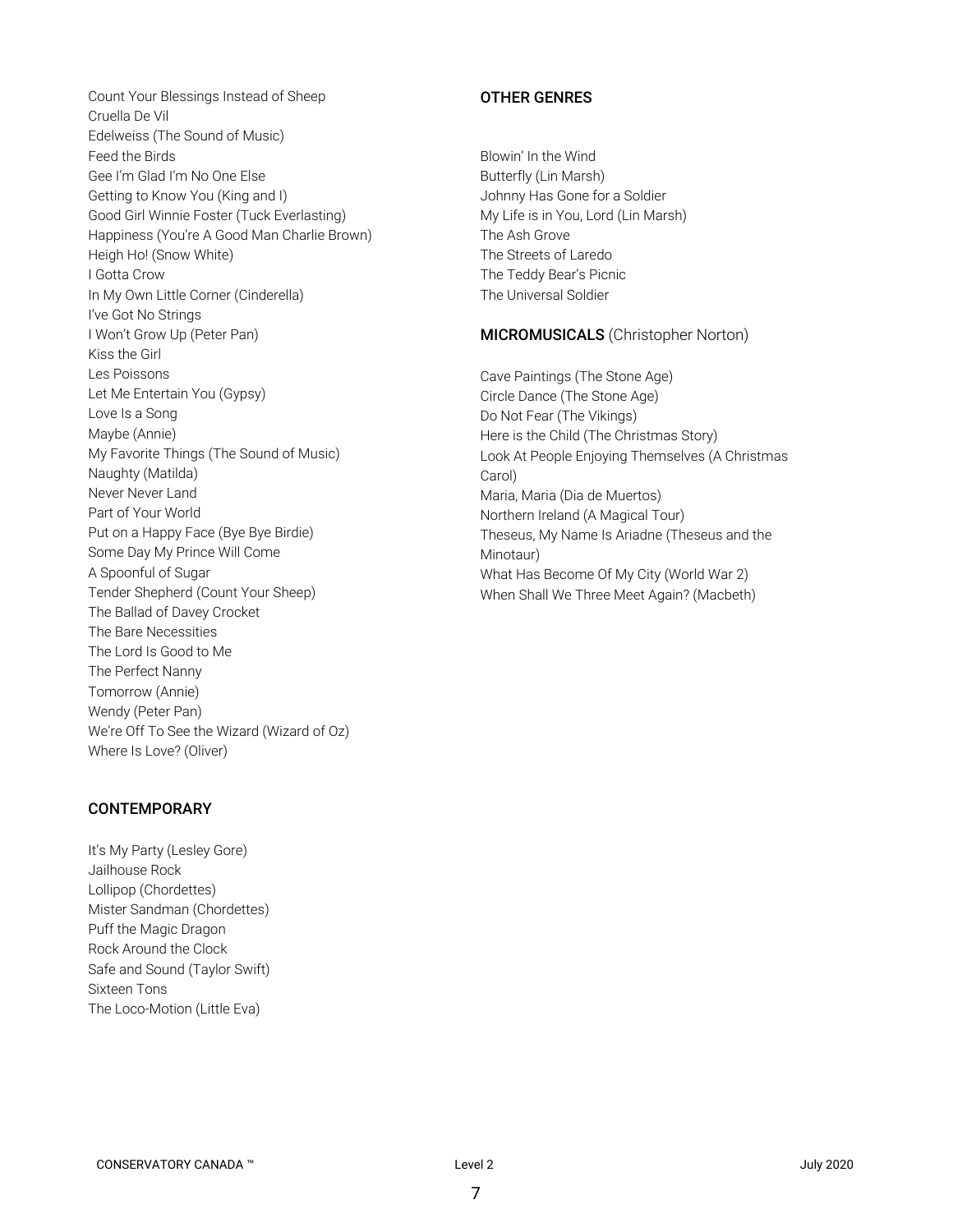Count Your Blessings Instead of Sheep
Cruella De Vil
Edelweiss (The Sound of Music)
Feed the Birds
Gee I'm Glad I'm No One Else
Getting to Know You (King and I)
Good Girl Winnie Foster (Tuck Everlasting)
Happiness (You're A Good Man Charlie Brown)
Heigh Ho! (Snow White)
I Gotta Crow
In My Own Little Corner (Cinderella)
I've Got No Strings
I Won't Grow Up (Peter Pan)
Kiss the Girl
Les Poissons
Let Me Entertain You (Gypsy)
Love Is a Song
Maybe (Annie)
My Favorite Things (The Sound of Music)
Naughty (Matilda)
Never Never Land
Part of Your World
Put on a Happy Face (Bye Bye Birdie)
Some Day My Prince Will Come
A Spoonful of Sugar
Tender Shepherd (Count Your Sheep)
The Ballad of Davey Crocket
The Bare Necessities
The Lord Is Good to Me
The Perfect Nanny
Tomorrow (Annie)
Wendy (Peter Pan)
We're Off To See the Wizard (Wizard of Oz)
Where Is Love? (Oliver)

## CONTEMPORARY

It's My Party (Lesley Gore)
Jailhouse Rock
Lollipop (Chordettes)
Mister Sandman (Chordettes)
Puff the Magic Dragon
Rock Around the Clock
Safe and Sound (Taylor Swift)
Sixteen Tons
The Loco-Motion (Little Eva)

## OTHER GENRES

Blowin' In the Wind
Butterfly (Lin Marsh)
Johnny Has Gone for a Soldier
My Life is in You, Lord (Lin Marsh)
The Ash Grove
The Streets of Laredo
The Teddy Bear's Picnic
The Universal Soldier

## MICROMUSICALS (Christopher Norton)

Cave Paintings (The Stone Age)
Circle Dance (The Stone Age)
Do Not Fear (The Vikings)
Here is the Child (The Christmas Story)
Look At People Enjoying Themselves (A Christmas Carol)
Maria, Maria (Dia de Muertos)
Northern Ireland (A Magical Tour)
Theseus, My Name Is Ariadne (Theseus and the Minotaur)
What Has Become Of My City (World War 2)
When Shall We Three Meet Again? (Macbeth)